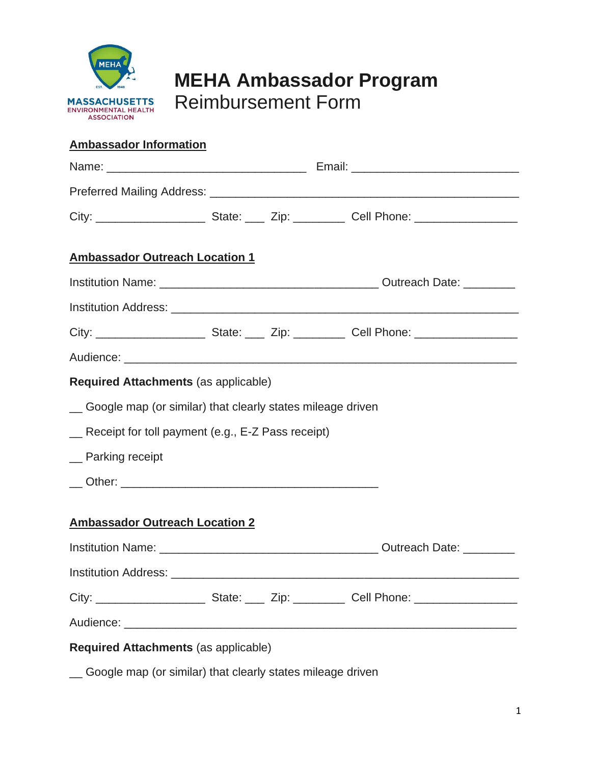MASSACHUSETTS ENVIRONMENTAL HEALTH ASSOCIATION

# MEHA Ambassador Program
Reimbursement Form

**Ambassador Information**

Name: ________________________________ Email: ___________________________

Preferred Mailing Address: __________________________________________________

City: _________________ State: ___ Zip: ________ Cell Phone: ________________

**Ambassador Outreach Location 1**

Institution Name: ___________________________________ Outreach Date: ________

Institution Address: ________________________________________________________

City: _________________ State: ___ Zip: ________ Cell Phone: ________________

Audience: _______________________________________________________________

**Required Attachments** (as applicable)

__ Google map (or similar) that clearly states mileage driven

__ Receipt for toll payment (e.g., E-Z Pass receipt)

__ Parking receipt

__ Other: _________________________________________

**Ambassador Outreach Location 2**

Institution Name: ___________________________________ Outreach Date: ________

Institution Address: ________________________________________________________

City: _________________ State: ___ Zip: ________ Cell Phone: ________________

Audience: _______________________________________________________________

**Required Attachments** (as applicable)

__ Google map (or similar) that clearly states mileage driven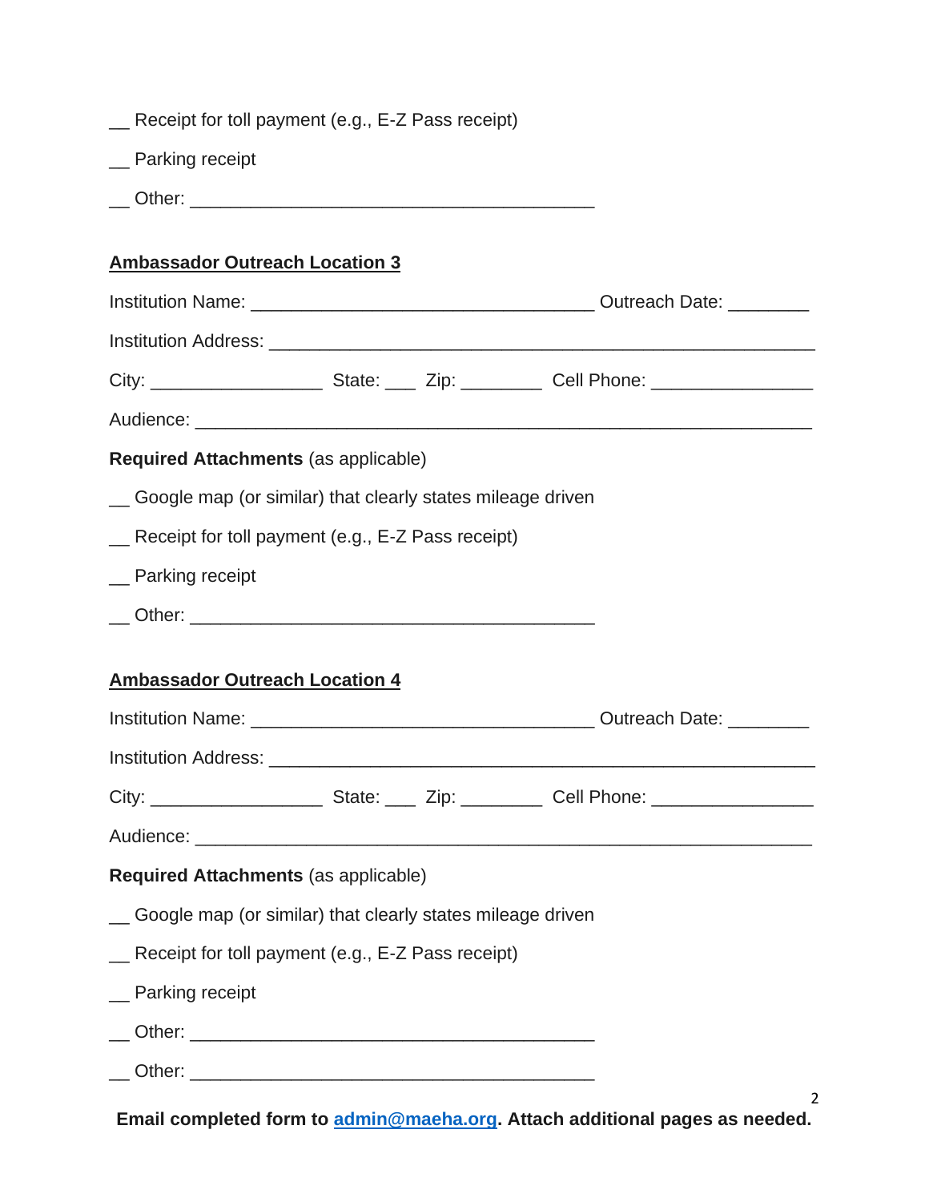__ Receipt for toll payment (e.g., E-Z Pass receipt)

__ Parking receipt

__ Other: ________________________________________

## Ambassador Outreach Location 3

Institution Name: _________________________________ Outreach Date: ________

Institution Address: ______________________________________________________

City: _________________ State: ___ Zip: ________ Cell Phone: ________________

Audience: _______________________________________________________________

**Required Attachments** (as applicable)

__ Google map (or similar) that clearly states mileage driven

__ Receipt for toll payment (e.g., E-Z Pass receipt)

__ Parking receipt

__ Other: ________________________________________

## Ambassador Outreach Location 4

Institution Name: _________________________________ Outreach Date: ________

Institution Address: ______________________________________________________

City: _________________ State: ___ Zip: ________ Cell Phone: ________________

Audience: _______________________________________________________________

**Required Attachments** (as applicable)

__ Google map (or similar) that clearly states mileage driven

__ Receipt for toll payment (e.g., E-Z Pass receipt)

__ Parking receipt

__ Other: ________________________________________

__ Other: ________________________________________

**Email completed form to admin@maeha.org. Attach additional pages as needed.**